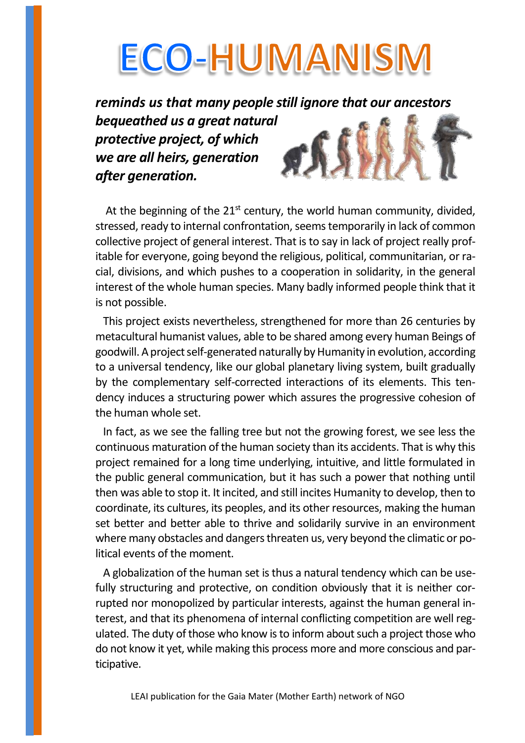# ECO-HUMANISM

***reminds us that many people still ignore that our ancestors bequeathed us a great natural protective project, of which we are all heirs, generation after generation.***

At the beginning of the 21st century, the world human community, divided, stressed, ready to internal confrontation, seems temporarily in lack of common collective project of general interest. That is to say in lack of project really profitable for everyone, going beyond the religious, political, communitarian, or racial, divisions, and which pushes to a cooperation in solidarity, in the general interest of the whole human species. Many badly informed people think that it is not possible.

This project exists nevertheless, strengthened for more than 26 centuries by metacultural humanist values, able to be shared among every human Beings of goodwill. A project self-generated naturally by Humanity in evolution, according to a universal tendency, like our global planetary living system, built gradually by the complementary self-corrected interactions of its elements. This tendency induces a structuring power which assures the progressive cohesion of the human whole set.

In fact, as we see the falling tree but not the growing forest, we see less the continuous maturation of the human society than its accidents. That is why this project remained for a long time underlying, intuitive, and little formulated in the public general communication, but it has such a power that nothing until then was able to stop it. It incited, and still incites Humanity to develop, then to coordinate, its cultures, its peoples, and its other resources, making the human set better and better able to thrive and solidarily survive in an environment where many obstacles and dangers threaten us, very beyond the climatic or political events of the moment.

A globalization of the human set is thus a natural tendency which can be usefully structuring and protective, on condition obviously that it is neither corrupted nor monopolized by particular interests, against the human general interest, and that its phenomena of internal conflicting competition are well regulated. The duty of those who know is to inform about such a project those who do not know it yet, while making this process more and more conscious and participative.

LEAI publication for the Gaia Mater (Mother Earth) network of NGO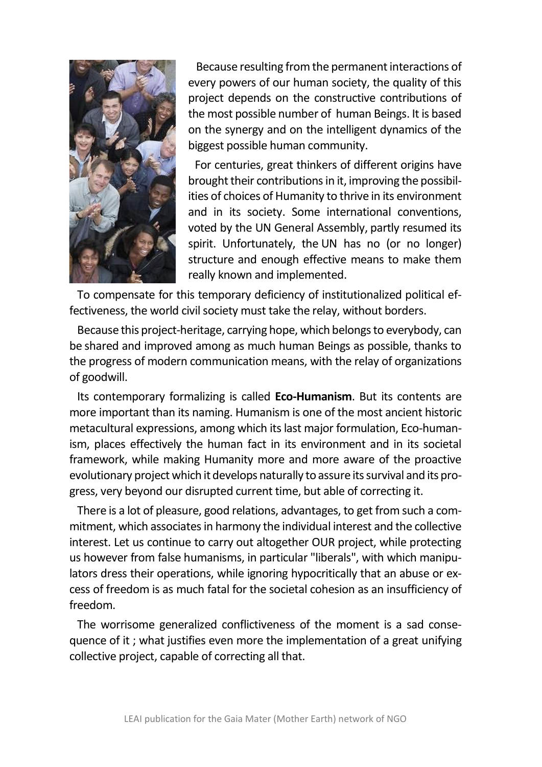Because resulting from the permanent interactions of every powers of our human society, the quality of this project depends on the constructive contributions of the most possible number of human Beings. It is based on the synergy and on the intelligent dynamics of the biggest possible human community.

For centuries, great thinkers of different origins have brought their contributions in it, improving the possibilities of choices of Humanity to thrive in its environment and in its society. Some international conventions, voted by the UN General Assembly, partly resumed its spirit. Unfortunately, the UN has no (or no longer) structure and enough effective means to make them really known and implemented.

To compensate for this temporary deficiency of institutionalized political effectiveness, the world civil society must take the relay, without borders.

Because this project-heritage, carrying hope, which belongs to everybody, can be shared and improved among as much human Beings as possible, thanks to the progress of modern communication means, with the relay of organizations of goodwill.

Its contemporary formalizing is called **Eco-Humanism**. But its contents are more important than its naming. Humanism is one of the most ancient historic metacultural expressions, among which its last major formulation, Eco-humanism, places effectively the human fact in its environment and in its societal framework, while making Humanity more and more aware of the proactive evolutionary project which it develops naturally to assure its survival and its progress, very beyond our disrupted current time, but able of correcting it.

There is a lot of pleasure, good relations, advantages, to get from such a commitment, which associates in harmony the individual interest and the collective interest. Let us continue to carry out altogether OUR project, while protecting us however from false humanisms, in particular "liberals", with which manipulators dress their operations, while ignoring hypocritically that an abuse or excess of freedom is as much fatal for the societal cohesion as an insufficiency of freedom.

The worrisome generalized conflictiveness of the moment is a sad consequence of it ; what justifies even more the implementation of a great unifying collective project, capable of correcting all that.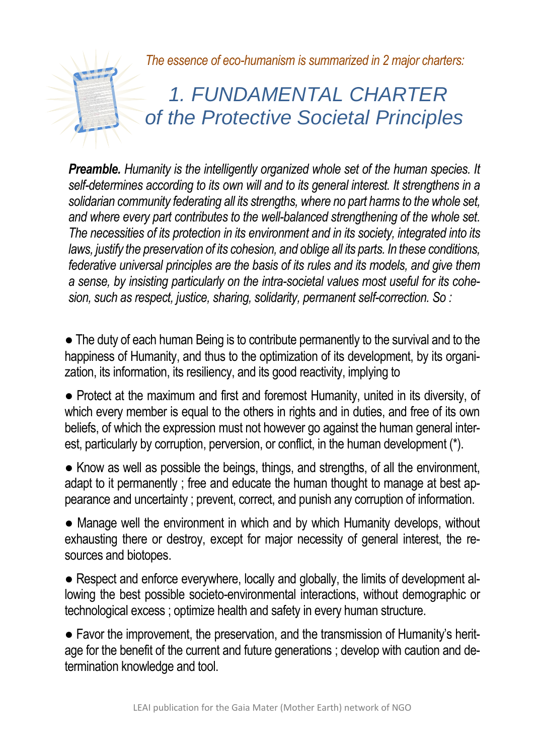*The essence of eco-humanism is summarized in 2 major charters:*

# 1. FUNDAMENTAL CHARTER of the Protective Societal Principles

***Preamble.*** *Humanity is the intelligently organized whole set of the human species. It self-determines according to its own will and to its general interest. It strengthens in a solidarian community federating all its strengths, where no part harms to the whole set, and where every part contributes to the well-balanced strengthening of the whole set. The necessities of its protection in its environment and in its society, integrated into its laws, justify the preservation of its cohesion, and oblige all its parts. In these conditions, federative universal principles are the basis of its rules and its models, and give them a sense, by insisting particularly on the intra-societal values most useful for its cohesion, such as respect, justice, sharing, solidarity, permanent self-correction. So :*

- The duty of each human Being is to contribute permanently to the survival and to the happiness of Humanity, and thus to the optimization of its development, by its organization, its information, its resiliency, and its good reactivity, implying to

- Protect at the maximum and first and foremost Humanity, united in its diversity, of which every member is equal to the others in rights and in duties, and free of its own beliefs, of which the expression must not however go against the human general interest, particularly by corruption, perversion, or conflict, in the human development (*).

- Know as well as possible the beings, things, and strengths, of all the environment, adapt to it permanently ; free and educate the human thought to manage at best appearance and uncertainty ; prevent, correct, and punish any corruption of information.

- Manage well the environment in which and by which Humanity develops, without exhausting there or destroy, except for major necessity of general interest, the resources and biotopes.

- Respect and enforce everywhere, locally and globally, the limits of development allowing the best possible societo-environmental interactions, without demographic or technological excess ; optimize health and safety in every human structure.

- Favor the improvement, the preservation, and the transmission of Humanity's heritage for the benefit of the current and future generations ; develop with caution and determination knowledge and tool.

LEAI publication for the Gaia Mater (Mother Earth) network of NGO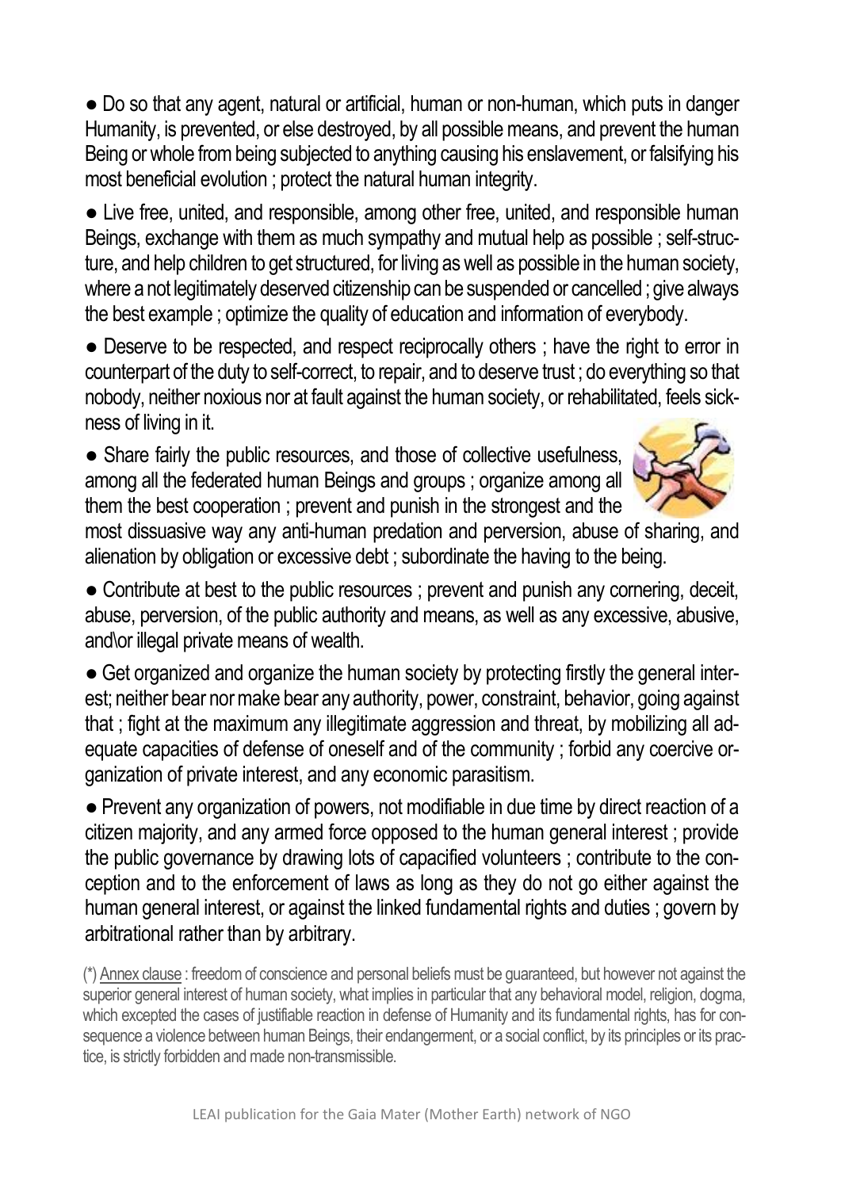● Do so that any agent, natural or artificial, human or non-human, which puts in danger Humanity, is prevented, or else destroyed, by all possible means, and prevent the human Being or whole from being subjected to anything causing his enslavement, or falsifying his most beneficial evolution ; protect the natural human integrity.

● Live free, united, and responsible, among other free, united, and responsible human Beings, exchange with them as much sympathy and mutual help as possible ; self-structure, and help children to get structured, for living as well as possible in the human society, where a not legitimately deserved citizenship can be suspended or cancelled ; give always the best example ; optimize the quality of education and information of everybody.

● Deserve to be respected, and respect reciprocally others ; have the right to error in counterpart of the duty to self-correct, to repair, and to deserve trust ; do everything so that nobody, neither noxious nor at fault against the human society, or rehabilitated, feels sickness of living in it.

● Share fairly the public resources, and those of collective usefulness, among all the federated human Beings and groups ; organize among all them the best cooperation ; prevent and punish in the strongest and the most dissuasive way any anti-human predation and perversion, abuse of sharing, and alienation by obligation or excessive debt ; subordinate the having to the being.

● Contribute at best to the public resources ; prevent and punish any cornering, deceit, abuse, perversion, of the public authority and means, as well as any excessive, abusive, and\or illegal private means of wealth.

● Get organized and organize the human society by protecting firstly the general interest; neither bear nor make bear any authority, power, constraint, behavior, going against that ; fight at the maximum any illegitimate aggression and threat, by mobilizing all adequate capacities of defense of oneself and of the community ; forbid any coercive organization of private interest, and any economic parasitism.

● Prevent any organization of powers, not modifiable in due time by direct reaction of a citizen majority, and any armed force opposed to the human general interest ; provide the public governance by drawing lots of capacified volunteers ; contribute to the conception and to the enforcement of laws as long as they do not go either against the human general interest, or against the linked fundamental rights and duties ; govern by arbitrational rather than by arbitrary.

(*) Annex clause : freedom of conscience and personal beliefs must be guaranteed, but however not against the superior general interest of human society, what implies in particular that any behavioral model, religion, dogma, which excepted the cases of justifiable reaction in defense of Humanity and its fundamental rights, has for consequence a violence between human Beings, their endangerment, or a social conflict, by its principles or its practice, is strictly forbidden and made non-transmissible.

LEAI publication for the Gaia Mater (Mother Earth) network of NGO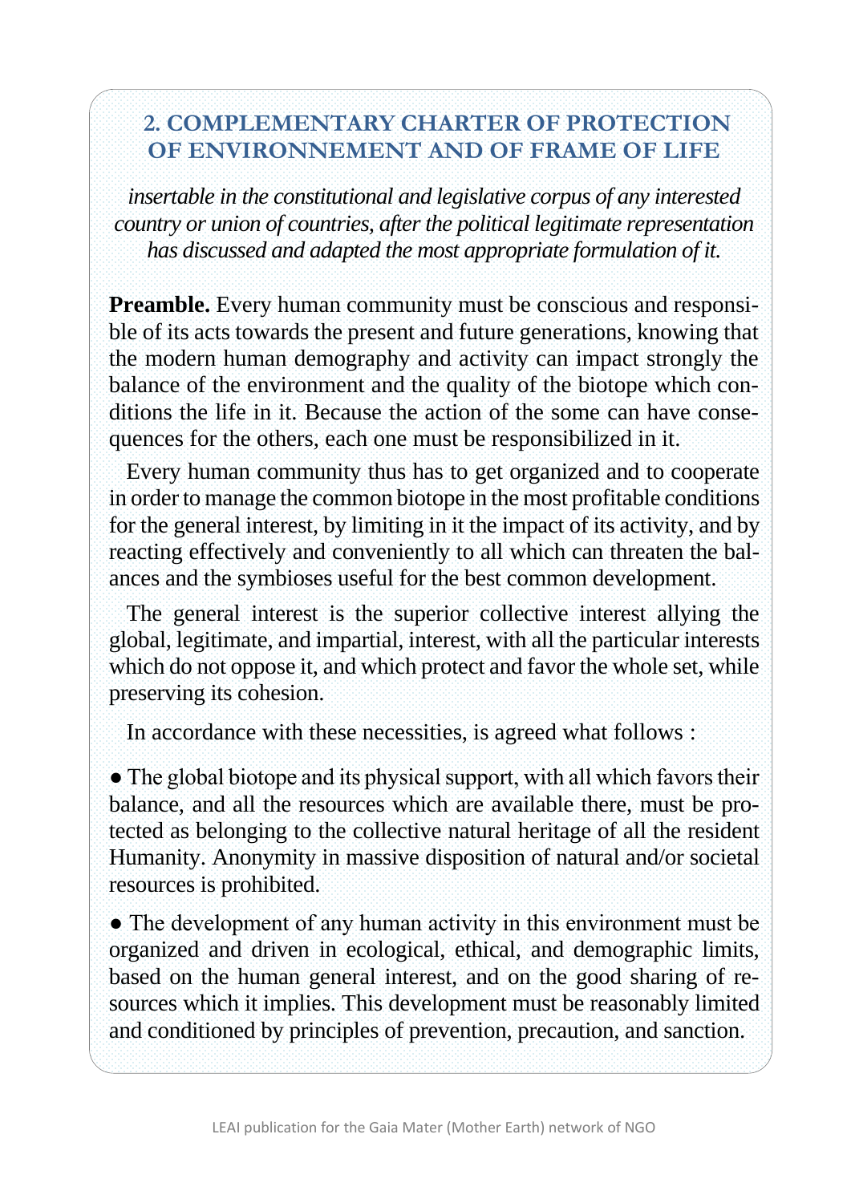## 2. COMPLEMENTARY CHARTER OF PROTECTION OF ENVIRONNEMENT AND OF FRAME OF LIFE

*insertable in the constitutional and legislative corpus of any interested country or union of countries, after the political legitimate representation has discussed and adapted the most appropriate formulation of it.*

**Preamble.** Every human community must be conscious and responsible of its acts towards the present and future generations, knowing that the modern human demography and activity can impact strongly the balance of the environment and the quality of the biotope which conditions the life in it. Because the action of the some can have consequences for the others, each one must be responsibilized in it.

Every human community thus has to get organized and to cooperate in order to manage the common biotope in the most profitable conditions for the general interest, by limiting in it the impact of its activity, and by reacting effectively and conveniently to all which can threaten the balances and the symbioses useful for the best common development.

The general interest is the superior collective interest allying the global, legitimate, and impartial, interest, with all the particular interests which do not oppose it, and which protect and favor the whole set, while preserving its cohesion.

In accordance with these necessities, is agreed what follows :

- The global biotope and its physical support, with all which favors their balance, and all the resources which are available there, must be protected as belonging to the collective natural heritage of all the resident Humanity. Anonymity in massive disposition of natural and/or societal resources is prohibited.

- The development of any human activity in this environment must be organized and driven in ecological, ethical, and demographic limits, based on the human general interest, and on the good sharing of resources which it implies. This development must be reasonably limited and conditioned by principles of prevention, precaution, and sanction.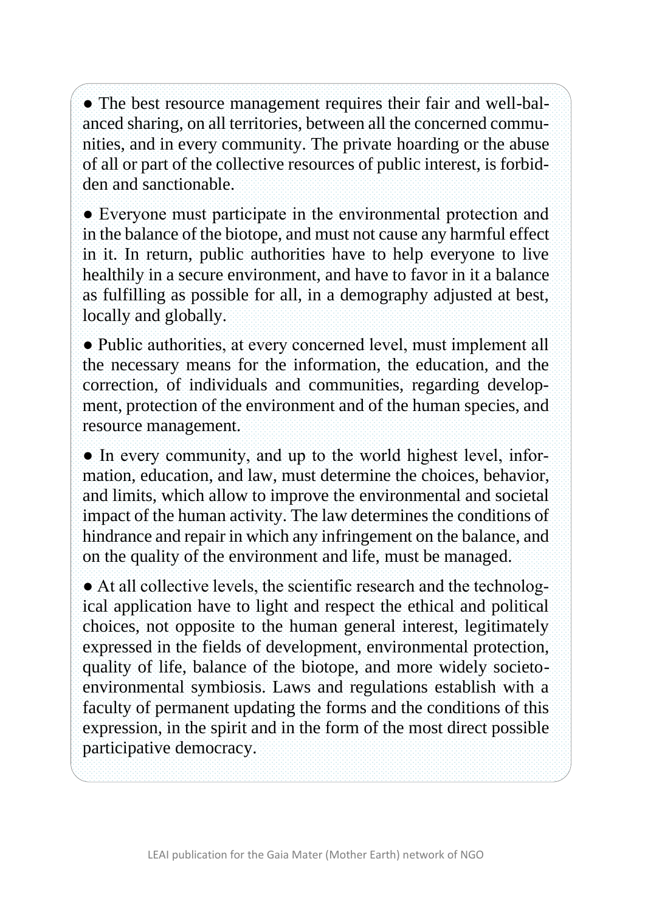- The best resource management requires their fair and well-balanced sharing, on all territories, between all the concerned communities, and in every community. The private hoarding or the abuse of all or part of the collective resources of public interest, is forbidden and sanctionable.

- Everyone must participate in the environmental protection and in the balance of the biotope, and must not cause any harmful effect in it. In return, public authorities have to help everyone to live healthily in a secure environment, and have to favor in it a balance as fulfilling as possible for all, in a demography adjusted at best, locally and globally.

- Public authorities, at every concerned level, must implement all the necessary means for the information, the education, and the correction, of individuals and communities, regarding development, protection of the environment and of the human species, and resource management.

- In every community, and up to the world highest level, information, education, and law, must determine the choices, behavior, and limits, which allow to improve the environmental and societal impact of the human activity. The law determines the conditions of hindrance and repair in which any infringement on the balance, and on the quality of the environment and life, must be managed.

- At all collective levels, the scientific research and the technological application have to light and respect the ethical and political choices, not opposite to the human general interest, legitimately expressed in the fields of development, environmental protection, quality of life, balance of the biotope, and more widely societo-environmental symbiosis. Laws and regulations establish with a faculty of permanent updating the forms and the conditions of this expression, in the spirit and in the form of the most direct possible participative democracy.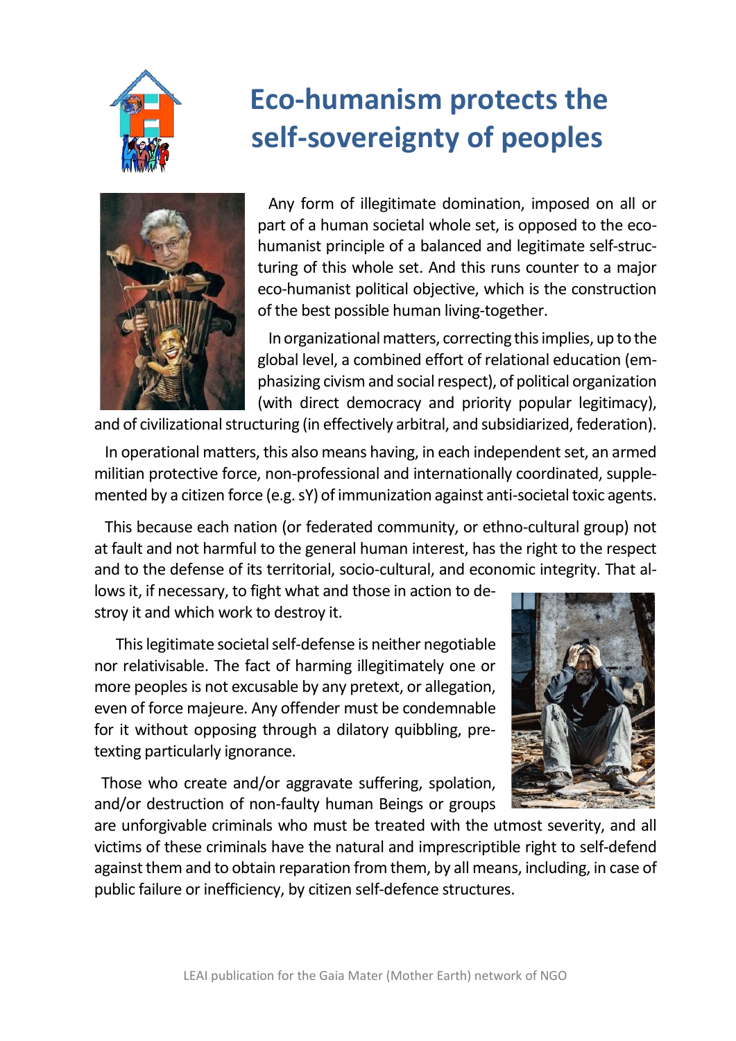# Eco-humanism protects the self-sovereignty of peoples

Any form of illegitimate domination, imposed on all or part of a human societal whole set, is opposed to the eco-humanist principle of a balanced and legitimate self-structuring of this whole set. And this runs counter to a major eco-humanist political objective, which is the construction of the best possible human living-together.

In organizational matters, correcting this implies, up to the global level, a combined effort of relational education (emphasizing civism and social respect), of political organization (with direct democracy and priority popular legitimacy), and of civilizational structuring (in effectively arbitral, and subsidiarized, federation).

In operational matters, this also means having, in each independent set, an armed militian protective force, non-professional and internationally coordinated, supplemented by a citizen force (e.g. sY) of immunization against anti-societal toxic agents.

This because each nation (or federated community, or ethno-cultural group) not at fault and not harmful to the general human interest, has the right to the respect and to the defense of its territorial, socio-cultural, and economic integrity. That allows it, if necessary, to fight what and those in action to destroy it and which work to destroy it.

This legitimate societal self-defense is neither negotiable nor relativisable. The fact of harming illegitimately one or more peoples is not excusable by any pretext, or allegation, even of force majeure. Any offender must be condemnable for it without opposing through a dilatory quibbling, pretexting particularly ignorance.

Those who create and/or aggravate suffering, spolation, and/or destruction of non-faulty human Beings or groups are unforgivable criminals who must be treated with the utmost severity, and all victims of these criminals have the natural and imprescriptible right to self-defend against them and to obtain reparation from them, by all means, including, in case of public failure or inefficiency, by citizen self-defence structures.

LEAI publication for the Gaia Mater (Mother Earth) network of NGO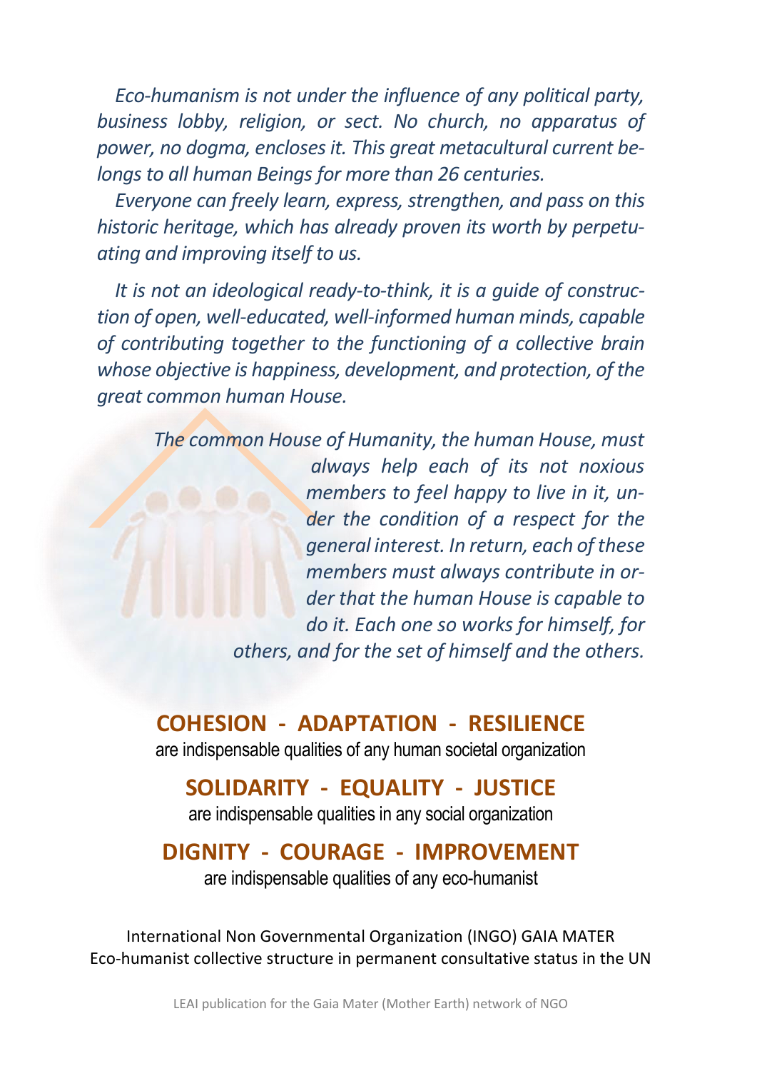*Eco-humanism is not under the influence of any political party, business lobby, religion, or sect. No church, no apparatus of power, no dogma, encloses it. This great metacultural current belongs to all human Beings for more than 26 centuries.*

*Everyone can freely learn, express, strengthen, and pass on this historic heritage, which has already proven its worth by perpetuating and improving itself to us.*

*It is not an ideological ready-to-think, it is a guide of construction of open, well-educated, well-informed human minds, capable of contributing together to the functioning of a collective brain whose objective is happiness, development, and protection, of the great common human House.*

*The common House of Humanity, the human House, must always help each of its not noxious members to feel happy to live in it, under the condition of a respect for the general interest. In return, each of these members must always contribute in order that the human House is capable to do it. Each one so works for himself, for others, and for the set of himself and the others.*

**COHESION - ADAPTATION - RESILIENCE**

are indispensable qualities of any human societal organization

**SOLIDARITY - EQUALITY - JUSTICE**

are indispensable qualities in any social organization

**DIGNITY - COURAGE - IMPROVEMENT**

are indispensable qualities of any eco-humanist

International Non Governmental Organization (INGO) GAIA MATER
Eco-humanist collective structure in permanent consultative status in the UN

LEAI publication for the Gaia Mater (Mother Earth) network of NGO